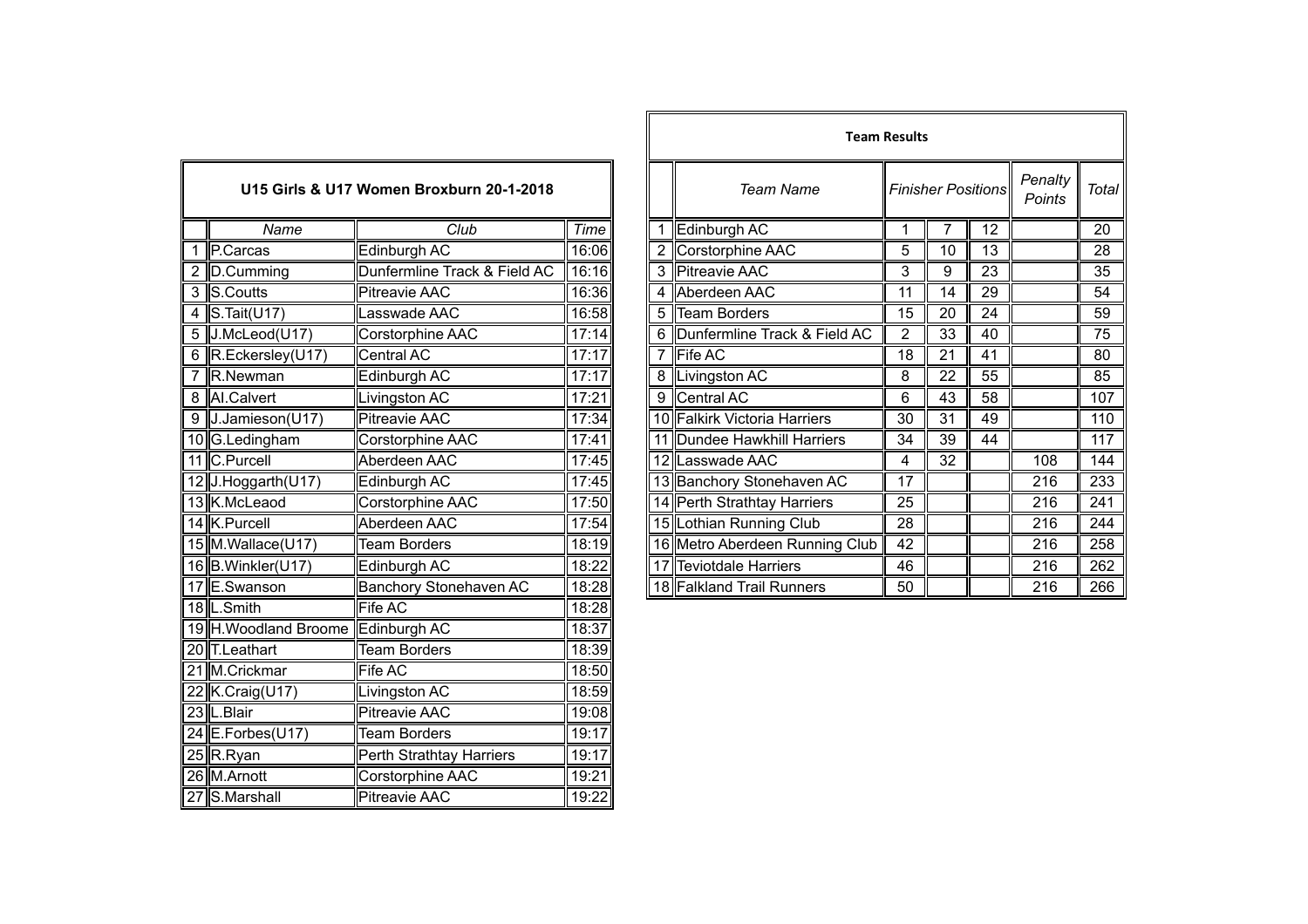## U15 Girls & U17 Women Broxburn 20-1-2018

| | Name | Club | Time |
|---|---|---|---|
| 1 | P.Carcas | Edinburgh AC | 16:06 |
| 2 | D.Cumming | Dunfermline Track & Field AC | 16:16 |
| 3 | S.Coutts | Pitreavie AAC | 16:36 |
| 4 | S.Tait(U17) | Lasswade AAC | 16:58 |
| 5 | J.McLeod(U17) | Corstorphine AAC | 17:14 |
| 6 | R.Eckersley(U17) | Central AC | 17:17 |
| 7 | R.Newman | Edinburgh AC | 17:17 |
| 8 | Al.Calvert | Livingston AC | 17:21 |
| 9 | J.Jamieson(U17) | Pitreavie AAC | 17:34 |
| 10 | G.Ledingham | Corstorphine AAC | 17:41 |
| 11 | C.Purcell | Aberdeen AAC | 17:45 |
| 12 | J.Hoggarth(U17) | Edinburgh AC | 17:45 |
| 13 | K.McLeaod | Corstorphine AAC | 17:50 |
| 14 | K.Purcell | Aberdeen AAC | 17:54 |
| 15 | M.Wallace(U17) | Team Borders | 18:19 |
| 16 | B.Winkler(U17) | Edinburgh AC | 18:22 |
| 17 | E.Swanson | Banchory Stonehaven AC | 18:28 |
| 18 | L.Smith | Fife AC | 18:28 |
| 19 | H.Woodland Broome | Edinburgh AC | 18:37 |
| 20 | T.Leathart | Team Borders | 18:39 |
| 21 | M.Crickmar | Fife AC | 18:50 |
| 22 | K.Craig(U17) | Livingston AC | 18:59 |
| 23 | L.Blair | Pitreavie AAC | 19:08 |
| 24 | E.Forbes(U17) | Team Borders | 19:17 |
| 25 | R.Ryan | Perth Strathtay Harriers | 19:17 |
| 26 | M.Arnott | Corstorphine AAC | 19:21 |
| 27 | S.Marshall | Pitreavie AAC | 19:22 |

## Team Results

| | *Team Name* | *Finisher Positions* | | | *Penalty Points* | *Total* |
|---|---|---|---|---|---|---|
| 1 | Edinburgh AC | 1 | 7 | 12 | | 20 |
| 2 | Corstorphine AAC | 5 | 10 | 13 | | 28 |
| 3 | Pitreavie AAC | 3 | 9 | 23 | | 35 |
| 4 | Aberdeen AAC | 11 | 14 | 29 | | 54 |
| 5 | Team Borders | 15 | 20 | 24 | | 59 |
| 6 | Dunfermline Track & Field AC | 2 | 33 | 40 | | 75 |
| 7 | Fife AC | 18 | 21 | 41 | | 80 |
| 8 | Livingston AC | 8 | 22 | 55 | | 85 |
| 9 | Central AC | 6 | 43 | 58 | | 107 |
| 10 | Falkirk Victoria Harriers | 30 | 31 | 49 | | 110 |
| 11 | Dundee Hawkhill Harriers | 34 | 39 | 44 | | 117 |
| 12 | Lasswade AAC | 4 | 32 | | 108 | 144 |
| 13 | Banchory Stonehaven AC | 17 | | | 216 | 233 |
| 14 | Perth Strathtay Harriers | 25 | | | 216 | 241 |
| 15 | Lothian Running Club | 28 | | | 216 | 244 |
| 16 | Metro Aberdeen Running Club | 42 | | | 216 | 258 |
| 17 | Teviotdale Harriers | 46 | | | 216 | 262 |
| 18 | Falkland Trail Runners | 50 | | | 216 | 266 |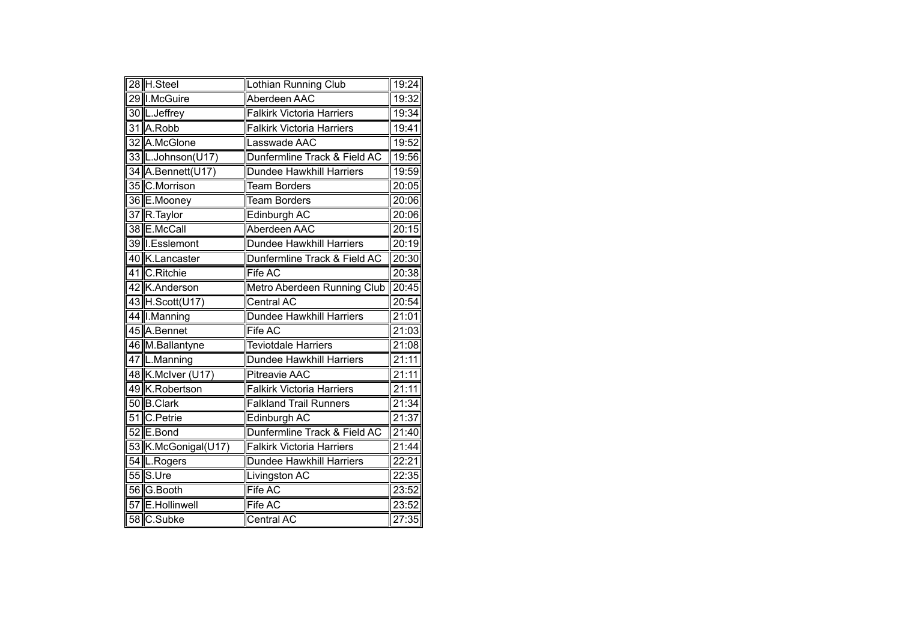| | | | |
|---|---|---|---|
| 28 | H.Steel | Lothian Running Club | 19:24 |
| 29 | I.McGuire | Aberdeen AAC | 19:32 |
| 30 | L.Jeffrey | Falkirk Victoria Harriers | 19:34 |
| 31 | A.Robb | Falkirk Victoria Harriers | 19:41 |
| 32 | A.McGlone | Lasswade AAC | 19:52 |
| 33 | L.Johnson(U17) | Dunfermline Track & Field AC | 19:56 |
| 34 | A.Bennett(U17) | Dundee Hawkhill Harriers | 19:59 |
| 35 | C.Morrison | Team Borders | 20:05 |
| 36 | E.Mooney | Team Borders | 20:06 |
| 37 | R.Taylor | Edinburgh AC | 20:06 |
| 38 | E.McCall | Aberdeen AAC | 20:15 |
| 39 | I.Esslemont | Dundee Hawkhill Harriers | 20:19 |
| 40 | K.Lancaster | Dunfermline Track & Field AC | 20:30 |
| 41 | C.Ritchie | Fife AC | 20:38 |
| 42 | K.Anderson | Metro Aberdeen Running Club | 20:45 |
| 43 | H.Scott(U17) | Central AC | 20:54 |
| 44 | I.Manning | Dundee Hawkhill Harriers | 21:01 |
| 45 | A.Bennet | Fife AC | 21:03 |
| 46 | M.Ballantyne | Teviotdale Harriers | 21:08 |
| 47 | L.Manning | Dundee Hawkhill Harriers | 21:11 |
| 48 | K.McIver (U17) | Pitreavie AAC | 21:11 |
| 49 | K.Robertson | Falkirk Victoria Harriers | 21:11 |
| 50 | B.Clark | Falkland Trail Runners | 21:34 |
| 51 | C.Petrie | Edinburgh AC | 21:37 |
| 52 | E.Bond | Dunfermline Track & Field AC | 21:40 |
| 53 | K.McGonigal(U17) | Falkirk Victoria Harriers | 21:44 |
| 54 | L.Rogers | Dundee Hawkhill Harriers | 22:21 |
| 55 | S.Ure | Livingston AC | 22:35 |
| 56 | G.Booth | Fife AC | 23:52 |
| 57 | E.Hollinwell | Fife AC | 23:52 |
| 58 | C.Subke | Central AC | 27:35 |